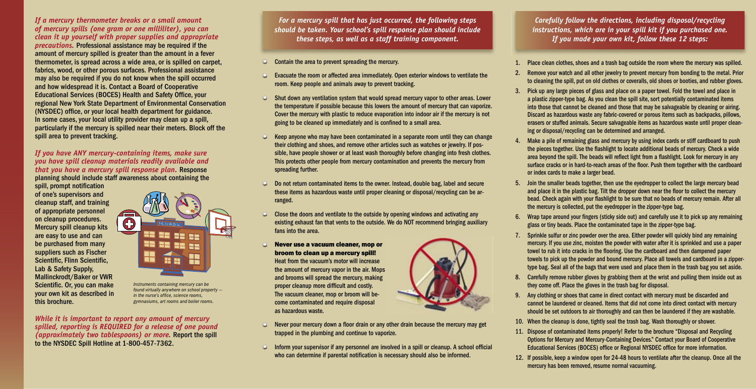***If a mercury thermometer breaks or a small amount of mercury spills (one gram or one milliliter), you can clean it up yourself with proper supplies and appropriate precautions.*** Professional assistance may be required if the amount of mercury spilled is greater than the amount in a fever thermometer, is spread across a wide area, or is spilled on carpet, fabrics, wood, or other porous surfaces. Professional assistance may also be required if you do not know when the spill occurred and how widespread it is. Contact a Board of Cooperative Educational Services (BOCES) Health and Safety Office, your regional New York State Department of Environmental Conservation (NYSDEC) office, or your local health department for guidance. In some cases, your local utility provider may clean up a spill, particularly if the mercury is spilled near their meters. Block off the spill area to prevent tracking.

***If you have ANY mercury-containing items, make sure you have spill cleanup materials readily available and that you have a mercury spill response plan.*** Response planning should include staff awareness about containing the spill, prompt notification of one's supervisors and cleanup staff, and training of appropriate personnel on cleanup procedures. Mercury spill cleanup kits are easy to use and can be purchased from many suppliers such as Fischer Scientific, Flinn Scientific, Lab & Safety Supply, Mallinckrodt/Baker or VWR Scientific. Or, you can make your own kit as described in this brochure.

*Instruments containing mercury can be found virtually anywhere on school property — in the nurse's office, science rooms, gymnasiums, art rooms and boiler rooms.*

***While it is important to report any amount of mercury spilled, reporting is REQUIRED for a release of one pound (approximately two tablespoons) or more.*** Report the spill to the NYSDEC Spill Hotline at 1-800-457-7362.

***For a mercury spill that has just occurred, the following steps should be taken. Your school's spill response plan should include these steps, as well as a staff training component.***

- Contain the area to prevent spreading the mercury.
- Evacuate the room or affected area immediately. Open exterior windows to ventilate the room. Keep people and animals away to prevent tracking.
- Shut down any ventilation system that would spread mercury vapor to other areas. Lower the temperature if possible because this lowers the amount of mercury that can vaporize. Cover the mercury with plastic to reduce evaporation into indoor air if the mercury is not going to be cleaned up immediately and is confined to a small area.
- Keep anyone who may have been contaminated in a separate room until they can change their clothing and shoes, and remove other articles such as watches or jewelry. If possible, have people shower or at least wash thoroughly before changing into fresh clothes. This protects other people from mercury contamination and prevents the mercury from spreading further.
- Do not return contaminated items to the owner. Instead, double bag, label and secure these items as hazardous waste until proper cleaning or disposal/recycling can be arranged.
- Close the doors and ventilate to the outside by opening windows and activating any existing exhaust fan that vents to the outside. We do NOT recommend bringing auxiliary fans into the area.
- **Never use a vacuum cleaner, mop or broom to clean up a mercury spill!** Heat from the vacuum's motor will increase the amount of mercury vapor in the air. Mops and brooms will spread the mercury, making proper cleanup more difficult and costly. The vacuum cleaner, mop or broom will become contaminated and require disposal as hazardous waste.
- Never pour mercury down a floor drain or any other drain because the mercury may get trapped in the plumbing and continue to vaporize.
- Inform your supervisor if any personnel are involved in a spill or cleanup. A school official who can determine if parental notification is necessary should also be informed.

***Carefully follow the directions, including disposal/recycling instructions, which are in your spill kit if you purchased one. If you made your own kit, follow these 12 steps:***

1. Place clean clothes, shoes and a trash bag outside the room where the mercury was spilled.
2. Remove your watch and all other jewelry to prevent mercury from bonding to the metal. Prior to cleaning the spill, put on old clothes or coveralls, old shoes or booties, and rubber gloves.
3. Pick up any large pieces of glass and place on a paper towel. Fold the towel and place in a plastic zipper-type bag. As you clean the spill site, sort potentially contaminated items into those that cannot be cleaned and those that may be salvageable by cleaning or airing. Discard as hazardous waste any fabric-covered or porous items such as backpacks, pillows, erasers or stuffed animals. Secure salvageable items as hazardous waste until proper cleaning or disposal/recycling can be determined and arranged.
4. Make a pile of remaining glass and mercury by using index cards or stiff cardboard to push the pieces together. Use the flashlight to locate additional beads of mercury. Check a wide area beyond the spill. The beads will reflect light from a flashlight. Look for mercury in any surface cracks or in hard-to-reach areas of the floor. Push them together with the cardboard or index cards to make a larger bead.
5. Join the smaller beads together, then use the eyedropper to collect the large mercury bead and place it in the plastic bag. Tilt the dropper down near the floor to collect the mercury bead. Check again with your flashlight to be sure that no beads of mercury remain. After all the mercury is collected, put the eyedropper in the zipper-type bag.
6. Wrap tape around your fingers (sticky side out) and carefully use it to pick up any remaining glass or tiny beads. Place the contaminated tape in the zipper-type bag.
7. Sprinkle sulfur or zinc powder over the area. Either powder will quickly bind any remaining mercury. If you use zinc, moisten the powder with water after it is sprinkled and use a paper towel to rub it into cracks in the flooring. Use the cardboard and then dampened paper towels to pick up the powder and bound mercury. Place all towels and cardboard in a zipper-type bag. Seal all of the bags that were used and place them in the trash bag you set aside.
8. Carefully remove rubber gloves by grabbing them at the wrist and pulling them inside out as they come off. Place the gloves in the trash bag for disposal.
9. Any clothing or shoes that came in direct contact with mercury must be discarded and cannot be laundered or cleaned. Items that did not come into direct contact with mercury should be set outdoors to air thoroughly and can then be laundered if they are washable.
10. When the cleanup is done, tightly seal the trash bag. Wash thoroughly or shower.
11. Dispose of contaminated items properly! Refer to the brochure "Disposal and Recycling Options for Mercury and Mercury-Containing Devices." Contact your Board of Cooperative Educational Services (BOCES) office or Regional NYSDEC office for more information.
12. If possible, keep a window open for 24-48 hours to ventilate after the cleanup. Once all the mercury has been removed, resume normal vacuuming.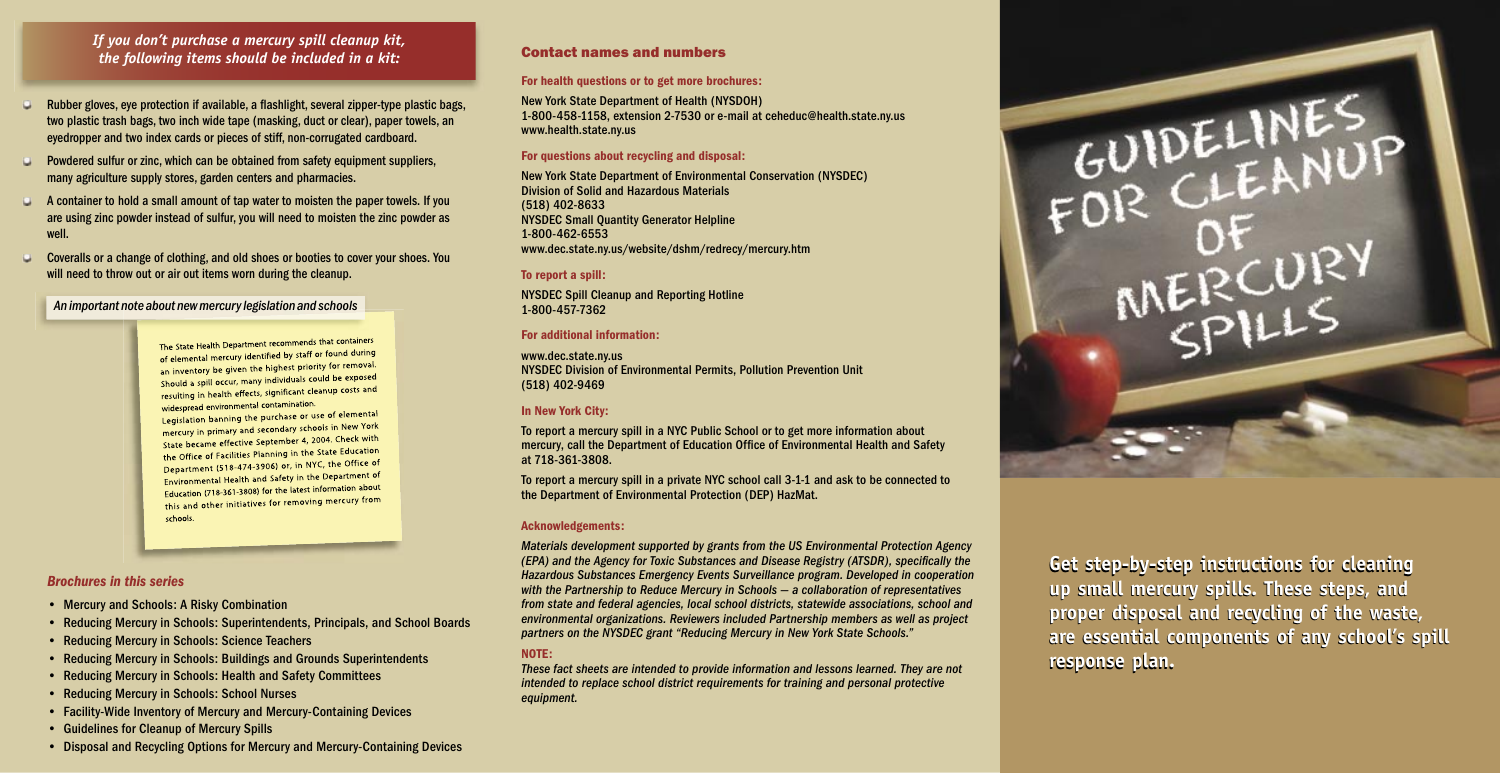## *If you don't purchase a mercury spill cleanup kit, the following items should be included in a kit:*

- Rubber gloves, eye protection if available, a flashlight, several zipper-type plastic bags, two plastic trash bags, two inch wide tape (masking, duct or clear), paper towels, an eyedropper and two index cards or pieces of stiff, non-corrugated cardboard.
- Powdered sulfur or zinc, which can be obtained from safety equipment suppliers, many agriculture supply stores, garden centers and pharmacies.
- A container to hold a small amount of tap water to moisten the paper towels. If you are using zinc powder instead of sulfur, you will need to moisten the zinc powder as well.
- Coveralls or a change of clothing, and old shoes or booties to cover your shoes. You will need to throw out or air out items worn during the cleanup.

*An important note about new mercury legislation and schools*

The State Health Department recommends that containers of elemental mercury identified by staff or found during an inventory be given the highest priority for removal. Should a spill occur, many individuals could be exposed resulting in health effects, significant cleanup costs and widespread environmental contamination.
Legislation banning the purchase or use of elemental mercury in primary and secondary schools in New York State became effective September 4, 2004. Check with the Office of Facilities Planning in the State Education Department (518-474-3906) or, in NYC, the Office of Environmental Health and Safety in the Department of Education (718-361-3808) for the latest information about this and other initiatives for removing mercury from schools.

### *Brochures in this series*

- Mercury and Schools: A Risky Combination
- Reducing Mercury in Schools: Superintendents, Principals, and School Boards
- Reducing Mercury in Schools: Science Teachers
- Reducing Mercury in Schools: Buildings and Grounds Superintendents
- Reducing Mercury in Schools: Health and Safety Committees
- Reducing Mercury in Schools: School Nurses
- Facility-Wide Inventory of Mercury and Mercury-Containing Devices
- Guidelines for Cleanup of Mercury Spills
- Disposal and Recycling Options for Mercury and Mercury-Containing Devices

## Contact names and numbers

#### For health questions or to get more brochures:

New York State Department of Health (NYSDOH)
1-800-458-1158, extension 2-7530 or e-mail at ceheduc@health.state.ny.us
www.health.state.ny.us

#### For questions about recycling and disposal:

New York State Department of Environmental Conservation (NYSDEC)
Division of Solid and Hazardous Materials
(518) 402-8633
NYSDEC Small Quantity Generator Helpline
1-800-462-6553
www.dec.state.ny.us/website/dshm/redrecy/mercury.htm

#### To report a spill:

NYSDEC Spill Cleanup and Reporting Hotline
1-800-457-7362

#### For additional information:

www.dec.state.ny.us
NYSDEC Division of Environmental Permits, Pollution Prevention Unit
(518) 402-9469

#### In New York City:

To report a mercury spill in a NYC Public School or to get more information about mercury, call the Department of Education Office of Environmental Health and Safety at 718-361-3808.

To report a mercury spill in a private NYC school call 3-1-1 and ask to be connected to the Department of Environmental Protection (DEP) HazMat.

#### Acknowledgements:

*Materials development supported by grants from the US Environmental Protection Agency (EPA) and the Agency for Toxic Substances and Disease Registry (ATSDR), specifically the Hazardous Substances Emergency Events Surveillance program. Developed in cooperation with the Partnership to Reduce Mercury in Schools — a collaboration of representatives from state and federal agencies, local school districts, statewide associations, school and environmental organizations. Reviewers included Partnership members as well as project partners on the NYSDEC grant "Reducing Mercury in New York State Schools."*

#### NOTE:

*These fact sheets are intended to provide information and lessons learned. They are not intended to replace school district requirements for training and personal protective equipment.*

# GUIDELINES FOR CLEANUP OF MERCURY SPILLS

**Get step-by-step instructions for cleaning up small mercury spills. These steps, and proper disposal and recycling of the waste, are essential components of any school's spill response plan.**